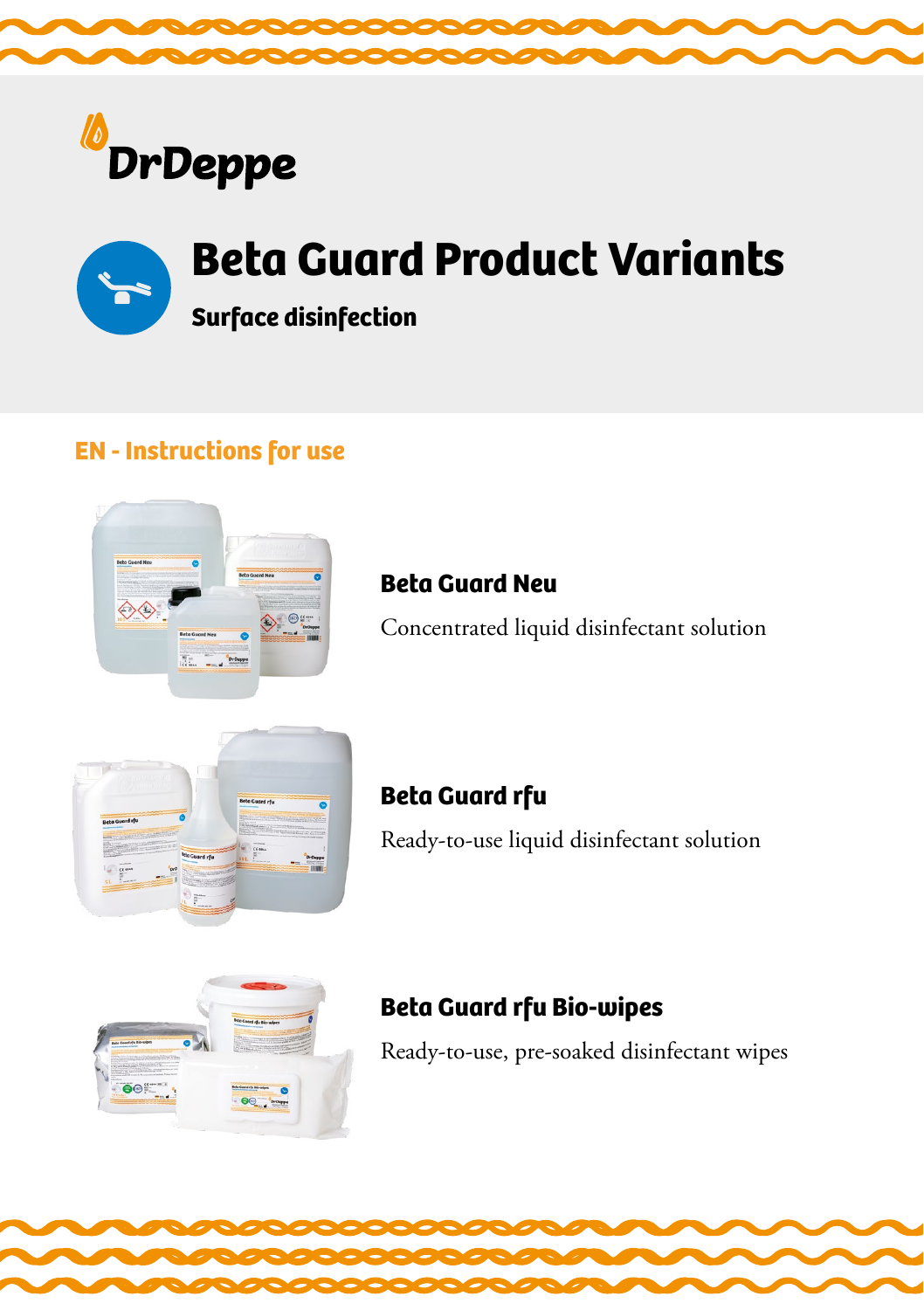DrDeppe

# Beta Guard Product Variants

**Surface disinfection**

## EN - Instructions for use

### Beta Guard Neu

Concentrated liquid disinfectant solution

### Beta Guard rfu

Ready-to-use liquid disinfectant solution

### Beta Guard rfu Bio-wipes

Ready-to-use, pre-soaked disinfectant wipes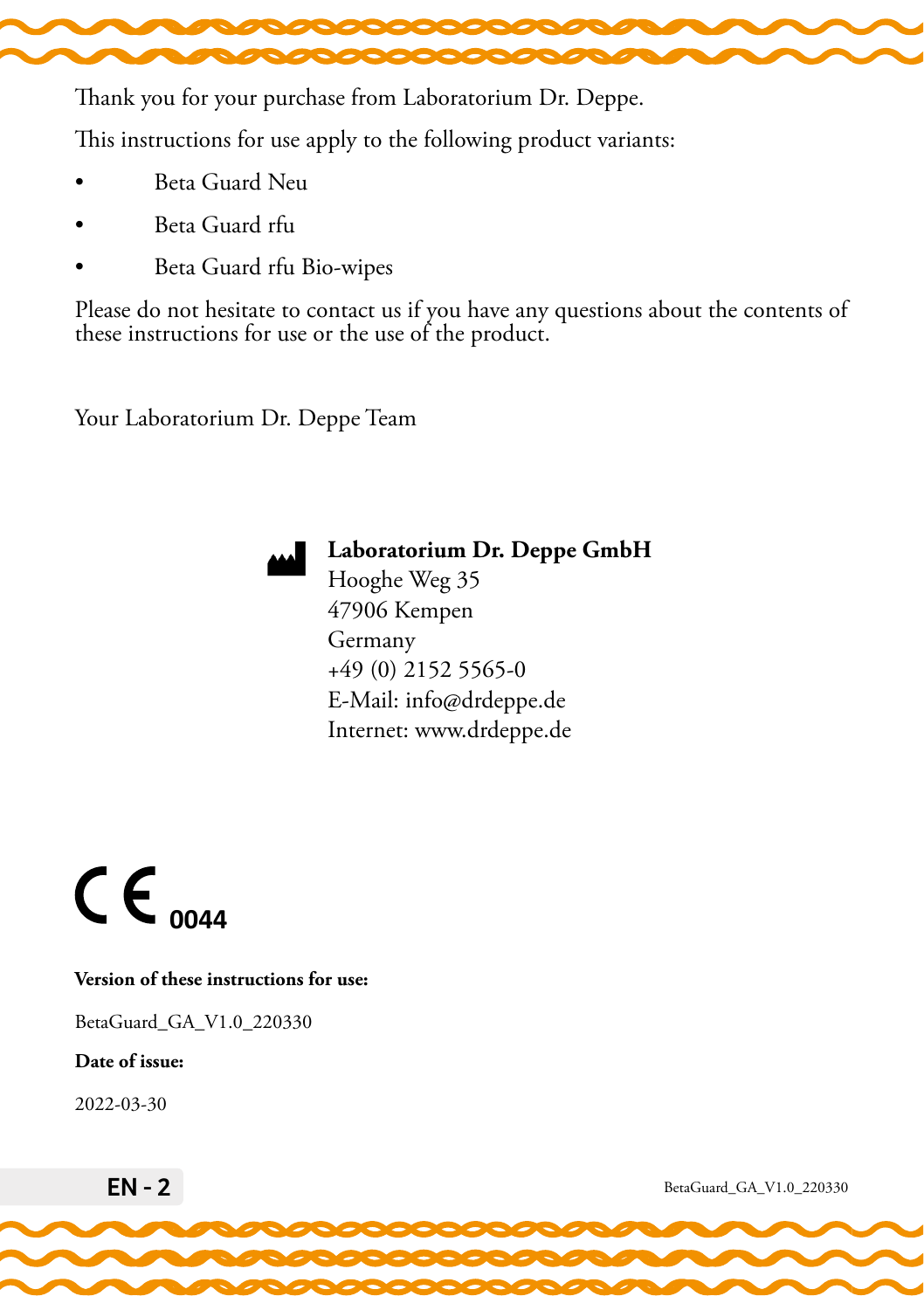Thank you for your purchase from Laboratorium Dr. Deppe.

This instructions for use apply to the following product variants:

- Beta Guard Neu
- Beta Guard rfu
- Beta Guard rfu Bio-wipes

Please do not hesitate to contact us if you have any questions about the contents of these instructions for use or the use of the product.

Your Laboratorium Dr. Deppe Team

**Laboratorium Dr. Deppe GmbH**
Hooghe Weg 35
47906 Kempen
Germany
+49 (0) 2152 5565-0
E-Mail: info@drdeppe.de
Internet: www.drdeppe.de

CE 0044

**Version of these instructions for use:**

BetaGuard_GA_V1.0_220330

**Date of issue:**

2022-03-30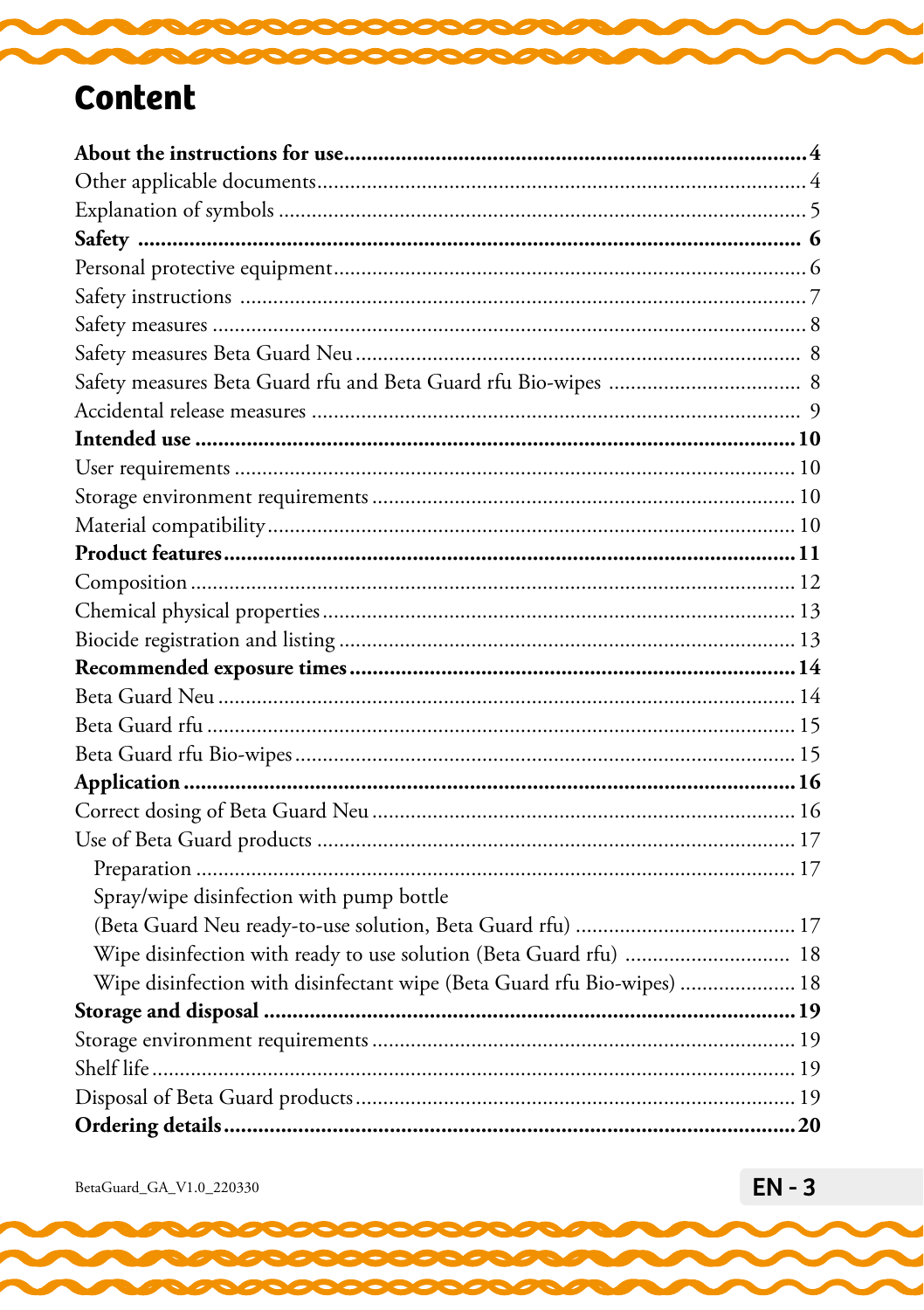# Content

**About the instructions for use** .......... **4**
Other applicable documents .......... 4
Explanation of symbols .......... 5
**Safety** .......... **6**
Personal protective equipment .......... 6
Safety instructions .......... 7
Safety measures .......... 8
Safety measures Beta Guard Neu .......... 8
Safety measures Beta Guard rfu and Beta Guard rfu Bio-wipes .......... 8
Accidental release measures .......... 9
**Intended use** .......... **10**
User requirements .......... 10
Storage environment requirements .......... 10
Material compatibility .......... 10
**Product features** .......... **11**
Composition .......... 12
Chemical physical properties .......... 13
Biocide registration and listing .......... 13
**Recommended exposure times** .......... **14**
Beta Guard Neu .......... 14
Beta Guard rfu .......... 15
Beta Guard rfu Bio-wipes .......... 15
**Application** .......... **16**
Correct dosing of Beta Guard Neu .......... 16
Use of Beta Guard products .......... 17
  Preparation .......... 17
  Spray/wipe disinfection with pump bottle
  (Beta Guard Neu ready-to-use solution, Beta Guard rfu) .......... 17
  Wipe disinfection with ready to use solution (Beta Guard rfu) .......... 18
  Wipe disinfection with disinfectant wipe (Beta Guard rfu Bio-wipes) .......... 18
**Storage and disposal** .......... **19**
Storage environment requirements .......... 19
Shelf life .......... 19
Disposal of Beta Guard products .......... 19
**Ordering details** .......... **20**

BetaGuard_GA_V1.0_220330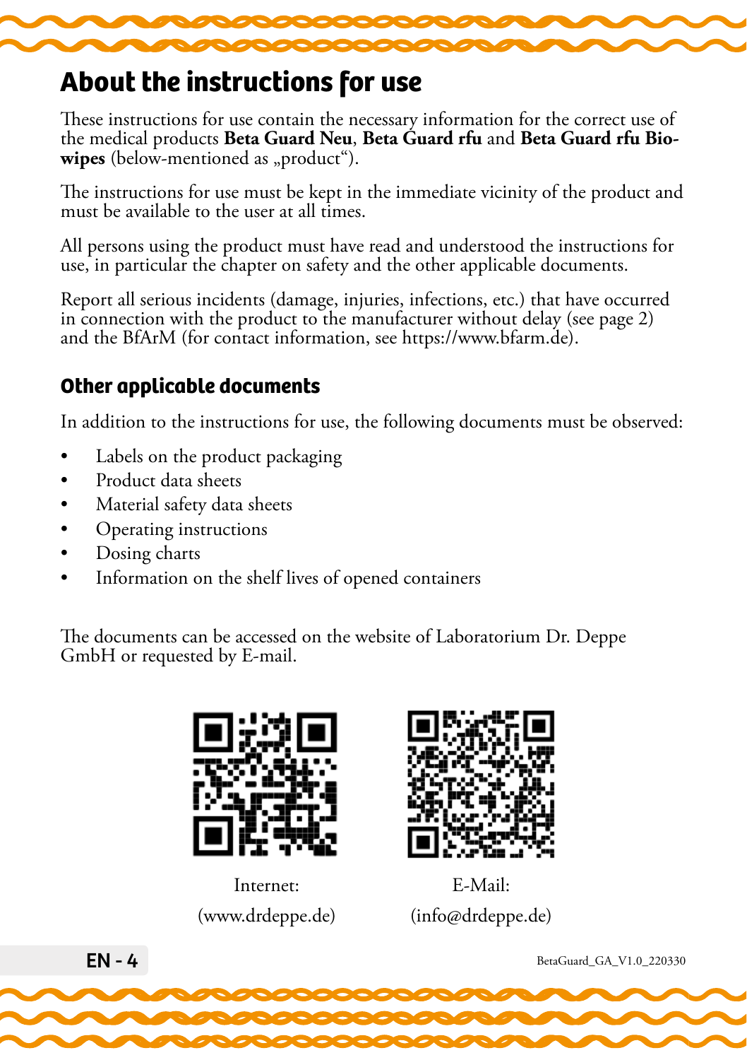# About the instructions for use

These instructions for use contain the necessary information for the correct use of the medical products **Beta Guard Neu**, **Beta Guard rfu** and **Beta Guard rfu Bio-wipes** (below-mentioned as „product“).

The instructions for use must be kept in the immediate vicinity of the product and must be available to the user at all times.

All persons using the product must have read and understood the instructions for use, in particular the chapter on safety and the other applicable documents.

Report all serious incidents (damage, injuries, infections, etc.) that have occurred in connection with the product to the manufacturer without delay (see page 2) and the BfArM (for contact information, see https://www.bfarm.de).

## Other applicable documents

In addition to the instructions for use, the following documents must be observed:

- Labels on the product packaging
- Product data sheets
- Material safety data sheets
- Operating instructions
- Dosing charts
- Information on the shelf lives of opened containers

The documents can be accessed on the website of Laboratorium Dr. Deppe GmbH or requested by E-mail.

Internet:
(www.drdeppe.de)

E-Mail:
(info@drdeppe.de)

BetaGuard_GA_V1.0_220330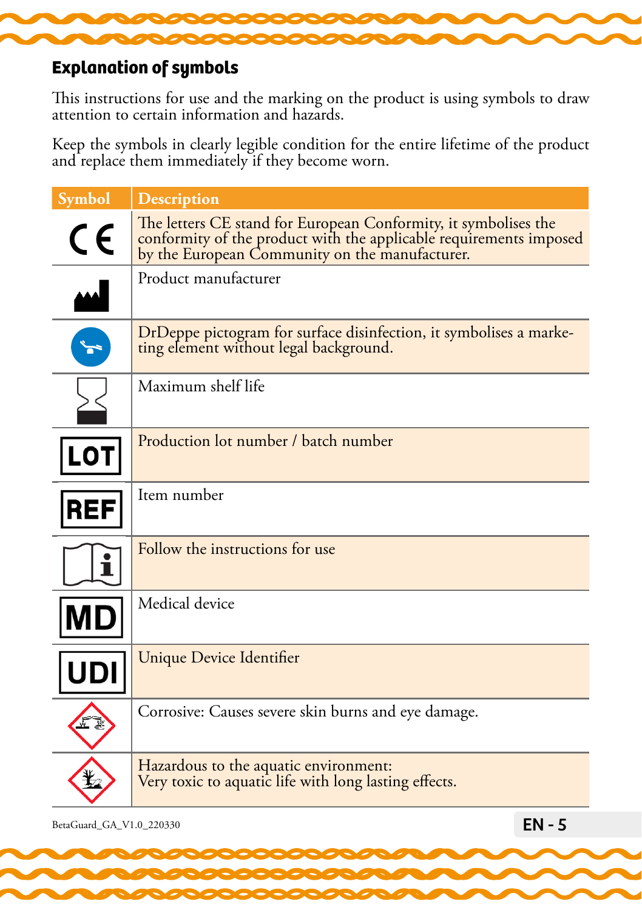## Explanation of symbols

This instructions for use and the marking on the product is using symbols to draw attention to certain information and hazards.

Keep the symbols in clearly legible condition for the entire lifetime of the product and replace them immediately if they become worn.

| Symbol | Description |
|---|---|
| CE | The letters CE stand for European Conformity, it symbolises the conformity of the product with the applicable requirements imposed by the European Community on the manufacturer. |
| | Product manufacturer |
| | DrDeppe pictogram for surface disinfection, it symbolises a marketing element without legal background. |
| | Maximum shelf life |
| LOT | Production lot number / batch number |
| REF | Item number |
| | Follow the instructions for use |
| MD | Medical device |
| UDI | Unique Device Identifier |
| | Corrosive: Causes severe skin burns and eye damage. |
| | Hazardous to the aquatic environment:<br>Very toxic to aquatic life with long lasting effects. |

BetaGuard_GA_V1.0_220330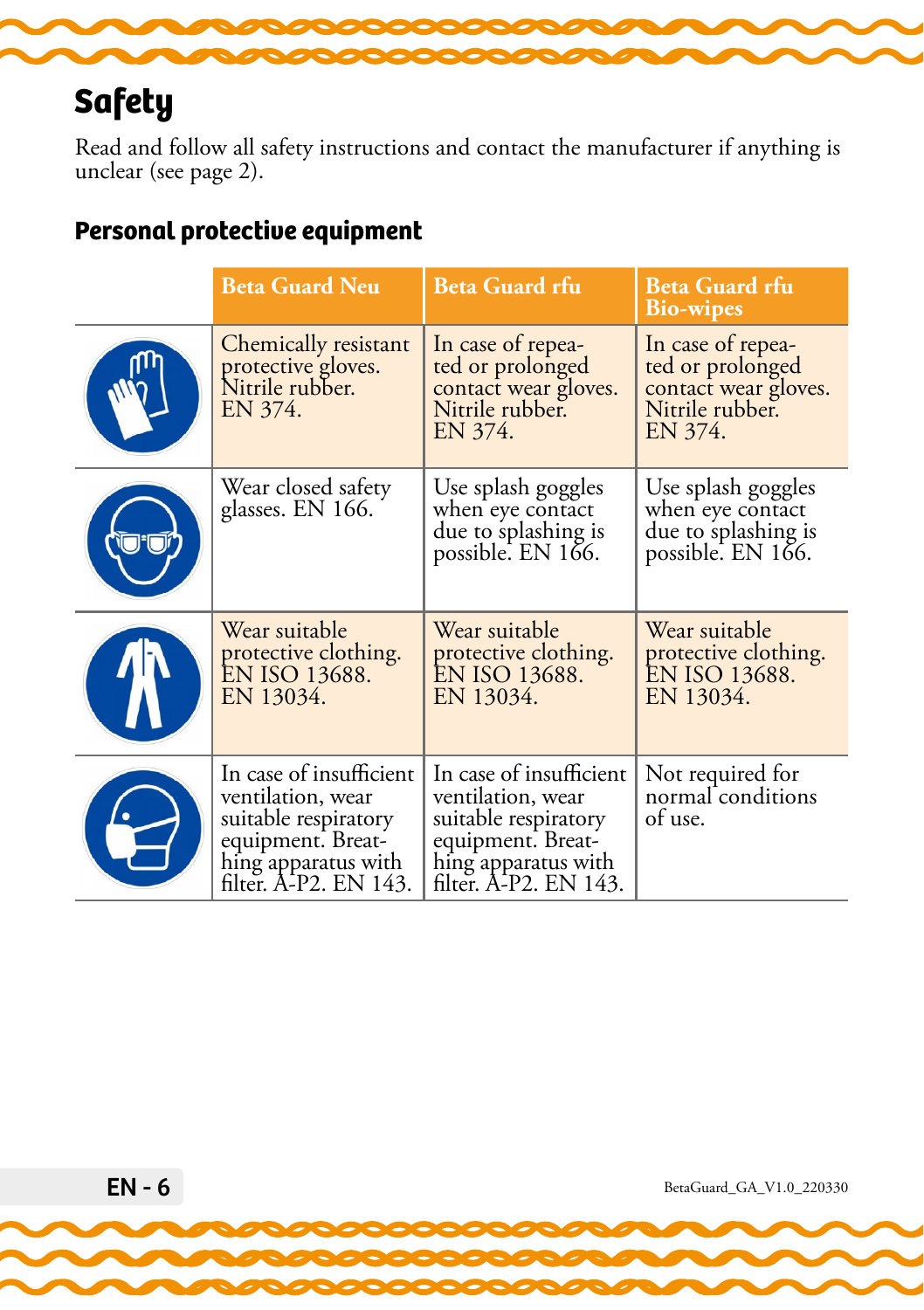# Safety

Read and follow all safety instructions and contact the manufacturer if anything is unclear (see page 2).

## Personal protective equipment

| | Beta Guard Neu | Beta Guard rfu | Beta Guard rfu Bio-wipes |
|---|---|---|---|
| | Chemically resistant protective gloves. Nitrile rubber. EN 374. | In case of repeated or prolonged contact wear gloves. Nitrile rubber. EN 374. | In case of repeated or prolonged contact wear gloves. Nitrile rubber. EN 374. |
| | Wear closed safety glasses. EN 166. | Use splash goggles when eye contact due to splashing is possible. EN 166. | Use splash goggles when eye contact due to splashing is possible. EN 166. |
| | Wear suitable protective clothing. EN ISO 13688. EN 13034. | Wear suitable protective clothing. EN ISO 13688. EN 13034. | Wear suitable protective clothing. EN ISO 13688. EN 13034. |
| | In case of insufficient ventilation, wear suitable respiratory equipment. Breathing apparatus with filter. A-P2. EN 143. | In case of insufficient ventilation, wear suitable respiratory equipment. Breathing apparatus with filter. A-P2. EN 143. | Not required for normal conditions of use. |

BetaGuard_GA_V1.0_220330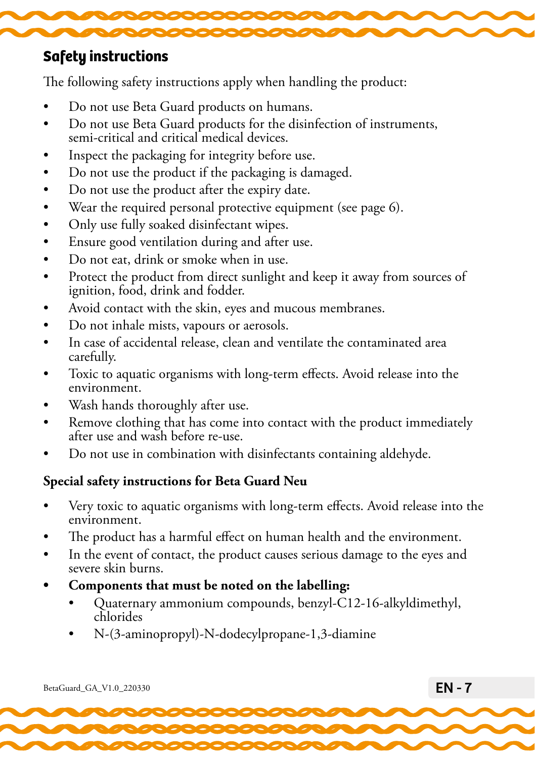## Safety instructions

The following safety instructions apply when handling the product:

- Do not use Beta Guard products on humans.
- Do not use Beta Guard products for the disinfection of instruments, semi-critical and critical medical devices.
- Inspect the packaging for integrity before use.
- Do not use the product if the packaging is damaged.
- Do not use the product after the expiry date.
- Wear the required personal protective equipment (see page 6).
- Only use fully soaked disinfectant wipes.
- Ensure good ventilation during and after use.
- Do not eat, drink or smoke when in use.
- Protect the product from direct sunlight and keep it away from sources of ignition, food, drink and fodder.
- Avoid contact with the skin, eyes and mucous membranes.
- Do not inhale mists, vapours or aerosols.
- In case of accidental release, clean and ventilate the contaminated area carefully.
- Toxic to aquatic organisms with long-term effects. Avoid release into the environment.
- Wash hands thoroughly after use.
- Remove clothing that has come into contact with the product immediately after use and wash before re-use.
- Do not use in combination with disinfectants containing aldehyde.

**Special safety instructions for Beta Guard Neu**

- Very toxic to aquatic organisms with long-term effects. Avoid release into the environment.
- The product has a harmful effect on human health and the environment.
- In the event of contact, the product causes serious damage to the eyes and severe skin burns.
- **Components that must be noted on the labelling:**
  - Quaternary ammonium compounds, benzyl-C12-16-alkyldimethyl, chlorides
  - N-(3-aminopropyl)-N-dodecylpropane-1,3-diamine

BetaGuard_GA_V1.0_220330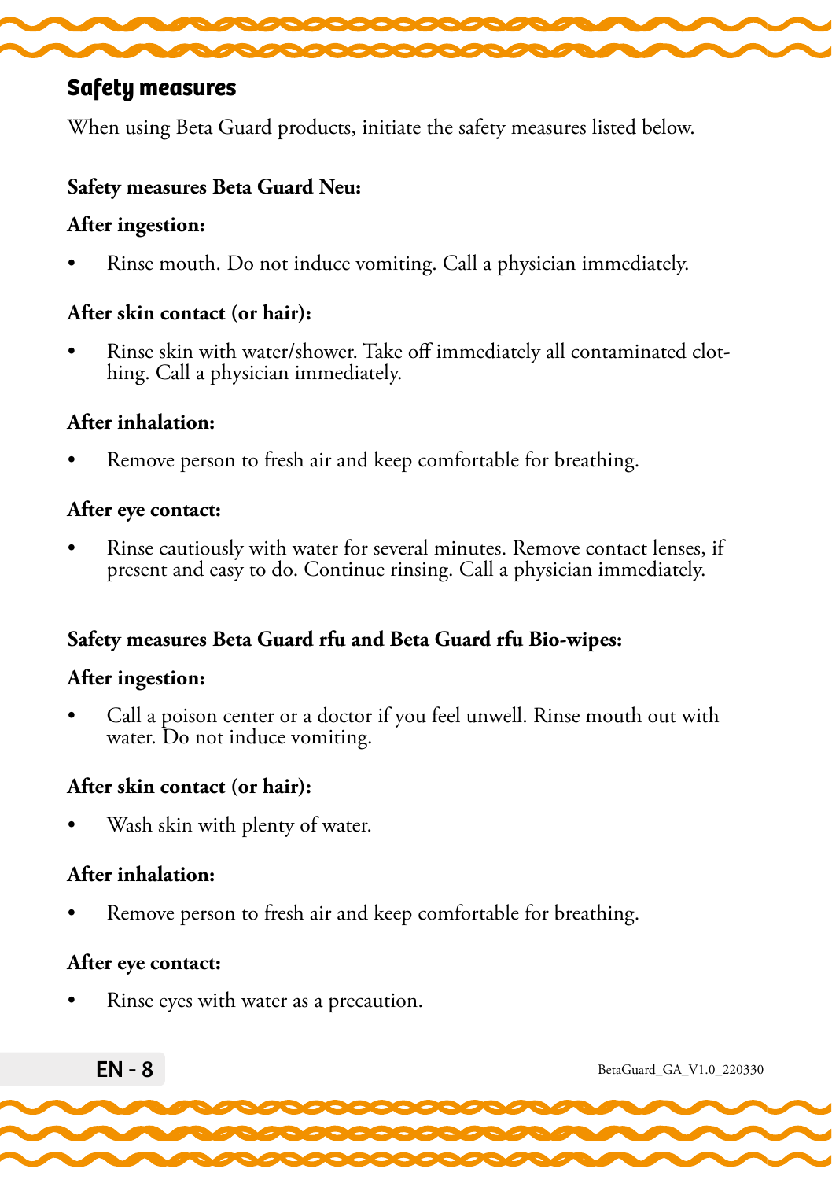## Safety measures

When using Beta Guard products, initiate the safety measures listed below.

**Safety measures Beta Guard Neu:**

**After ingestion:**

- Rinse mouth. Do not induce vomiting. Call a physician immediately.

**After skin contact (or hair):**

- Rinse skin with water/shower. Take off immediately all contaminated clothing. Call a physician immediately.

**After inhalation:**

- Remove person to fresh air and keep comfortable for breathing.

**After eye contact:**

- Rinse cautiously with water for several minutes. Remove contact lenses, if present and easy to do. Continue rinsing. Call a physician immediately.

**Safety measures Beta Guard rfu and Beta Guard rfu Bio-wipes:**

**After ingestion:**

- Call a poison center or a doctor if you feel unwell. Rinse mouth out with water. Do not induce vomiting.

**After skin contact (or hair):**

- Wash skin with plenty of water.

**After inhalation:**

- Remove person to fresh air and keep comfortable for breathing.

**After eye contact:**

- Rinse eyes with water as a precaution.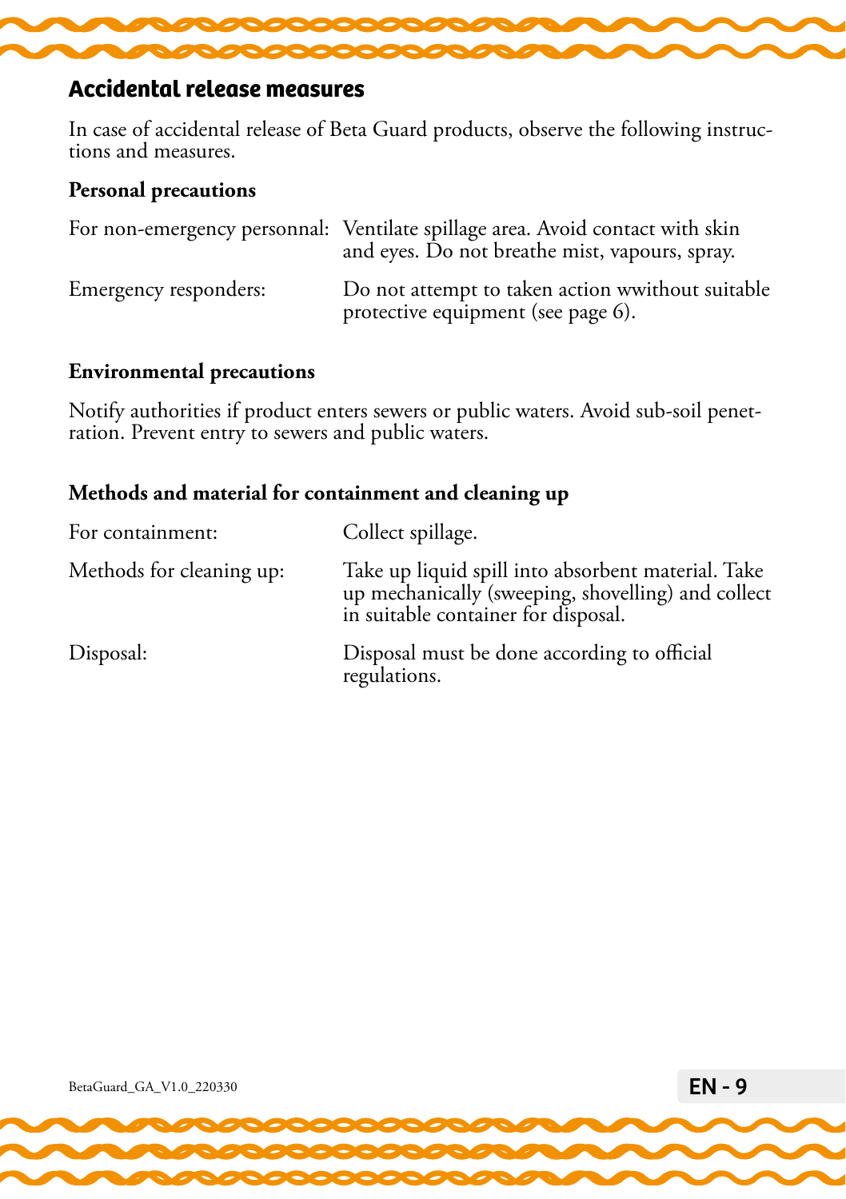## Accidental release measures

In case of accidental release of Beta Guard products, observe the following instructions and measures.

### Personal precautions

| | |
|---|---|
| For non-emergency personnal: | Ventilate spillage area. Avoid contact with skin and eyes. Do not breathe mist, vapours, spray. |
| Emergency responders: | Do not attempt to taken action wwithout suitable protective equipment (see page 6). |

### Environmental precautions

Notify authorities if product enters sewers or public waters. Avoid sub-soil penetration. Prevent entry to sewers and public waters.

### Methods and material for containment and cleaning up

| | |
|---|---|
| For containment: | Collect spillage. |
| Methods for cleaning up: | Take up liquid spill into absorbent material. Take up mechanically (sweeping, shovelling) and collect in suitable container for disposal. |
| Disposal: | Disposal must be done according to official regulations. |

BetaGuard_GA_V1.0_220330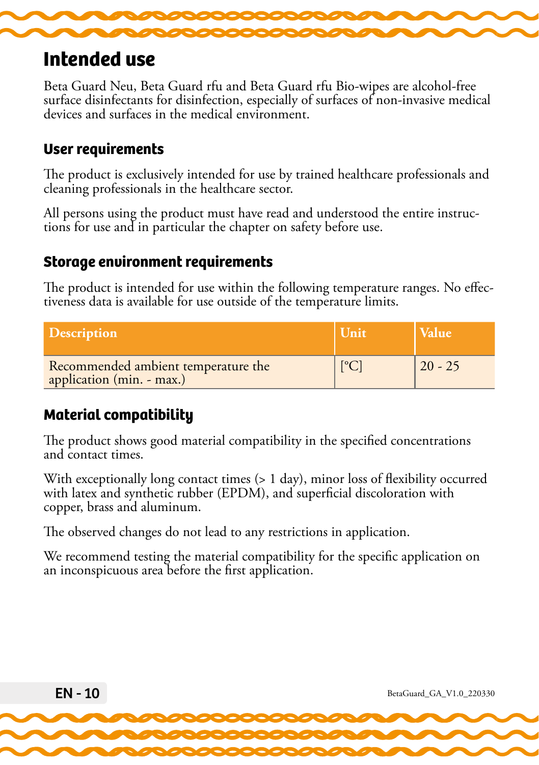# Intended use

Beta Guard Neu, Beta Guard rfu and Beta Guard rfu Bio-wipes are alcohol-free surface disinfectants for disinfection, especially of surfaces of non-invasive medical devices and surfaces in the medical environment.

## User requirements

The product is exclusively intended for use by trained healthcare professionals and cleaning professionals in the healthcare sector.

All persons using the product must have read and understood the entire instructions for use and in particular the chapter on safety before use.

## Storage environment requirements

The product is intended for use within the following temperature ranges. No effectiveness data is available for use outside of the temperature limits.

| Description | Unit | Value |
|---|---|---|
| Recommended ambient temperature the application (min. - max.) | [°C] | 20 - 25 |

## Material compatibility

The product shows good material compatibility in the specified concentrations and contact times.

With exceptionally long contact times (> 1 day), minor loss of flexibility occurred with latex and synthetic rubber (EPDM), and superficial discoloration with copper, brass and aluminum.

The observed changes do not lead to any restrictions in application.

We recommend testing the material compatibility for the specific application on an inconspicuous area before the first application.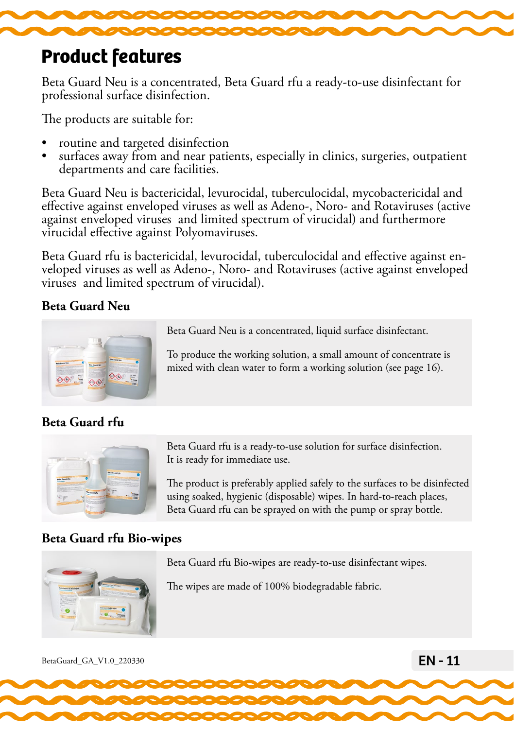# Product features

Beta Guard Neu is a concentrated, Beta Guard rfu a ready-to-use disinfectant for professional surface disinfection.

The products are suitable for:

- routine and targeted disinfection
- surfaces away from and near patients, especially in clinics, surgeries, outpatient departments and care facilities.

Beta Guard Neu is bactericidal, levurocidal, tuberculocidal, mycobactericidal and effective against enveloped viruses as well as Adeno-, Noro- and Rotaviruses (active against enveloped viruses and limited spectrum of virucidal) and furthermore virucidal effective against Polyomaviruses.

Beta Guard rfu is bactericidal, levurocidal, tuberculocidal and effective against enveloped viruses as well as Adeno-, Noro- and Rotaviruses (active against enveloped viruses and limited spectrum of virucidal).

### Beta Guard Neu

Beta Guard Neu is a concentrated, liquid surface disinfectant.

To produce the working solution, a small amount of concentrate is mixed with clean water to form a working solution (see page 16).

### Beta Guard rfu

Beta Guard rfu is a ready-to-use solution for surface disinfection. It is ready for immediate use.

The product is preferably applied safely to the surfaces to be disinfected using soaked, hygienic (disposable) wipes. In hard-to-reach places, Beta Guard rfu can be sprayed on with the pump or spray bottle.

### Beta Guard rfu Bio-wipes

Beta Guard rfu Bio-wipes are ready-to-use disinfectant wipes.

The wipes are made of 100% biodegradable fabric.

BetaGuard_GA_V1.0_220330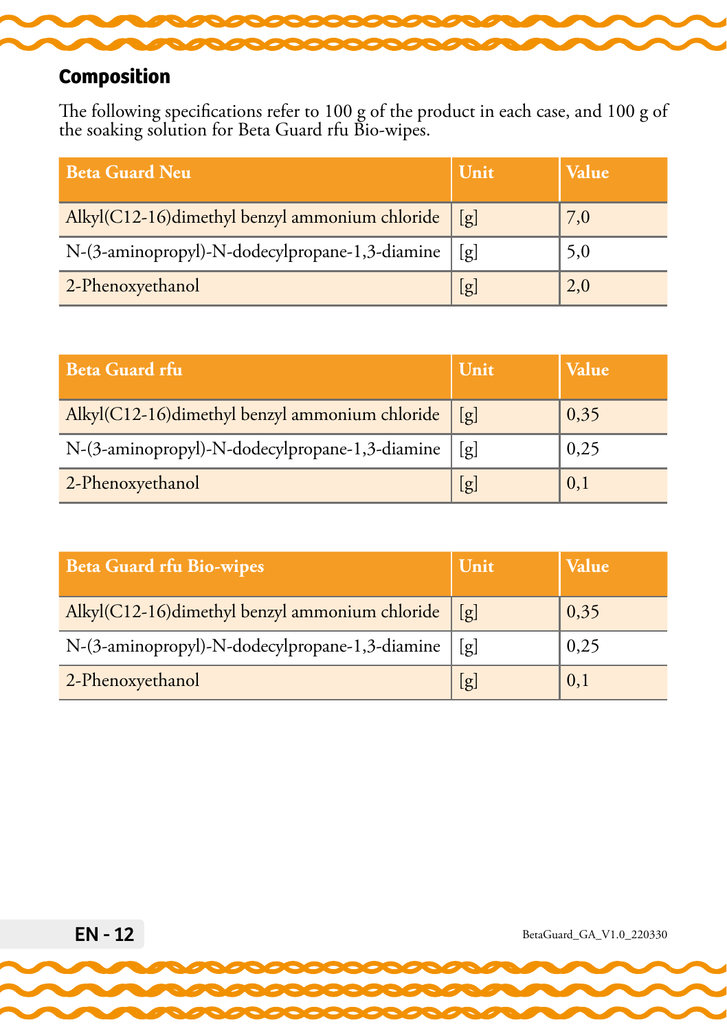## Composition

The following specifications refer to 100 g of the product in each case, and 100 g of the soaking solution for Beta Guard rfu Bio-wipes.

| Beta Guard Neu | Unit | Value |
|---|---|---|
| Alkyl(C12-16)dimethyl benzyl ammonium chloride | [g] | 7,0 |
| N-(3-aminopropyl)-N-dodecylpropane-1,3-diamine | [g] | 5,0 |
| 2-Phenoxyethanol | [g] | 2,0 |

| Beta Guard rfu | Unit | Value |
|---|---|---|
| Alkyl(C12-16)dimethyl benzyl ammonium chloride | [g] | 0,35 |
| N-(3-aminopropyl)-N-dodecylpropane-1,3-diamine | [g] | 0,25 |
| 2-Phenoxyethanol | [g] | 0,1 |

| Beta Guard rfu Bio-wipes | Unit | Value |
|---|---|---|
| Alkyl(C12-16)dimethyl benzyl ammonium chloride | [g] | 0,35 |
| N-(3-aminopropyl)-N-dodecylpropane-1,3-diamine | [g] | 0,25 |
| 2-Phenoxyethanol | [g] | 0,1 |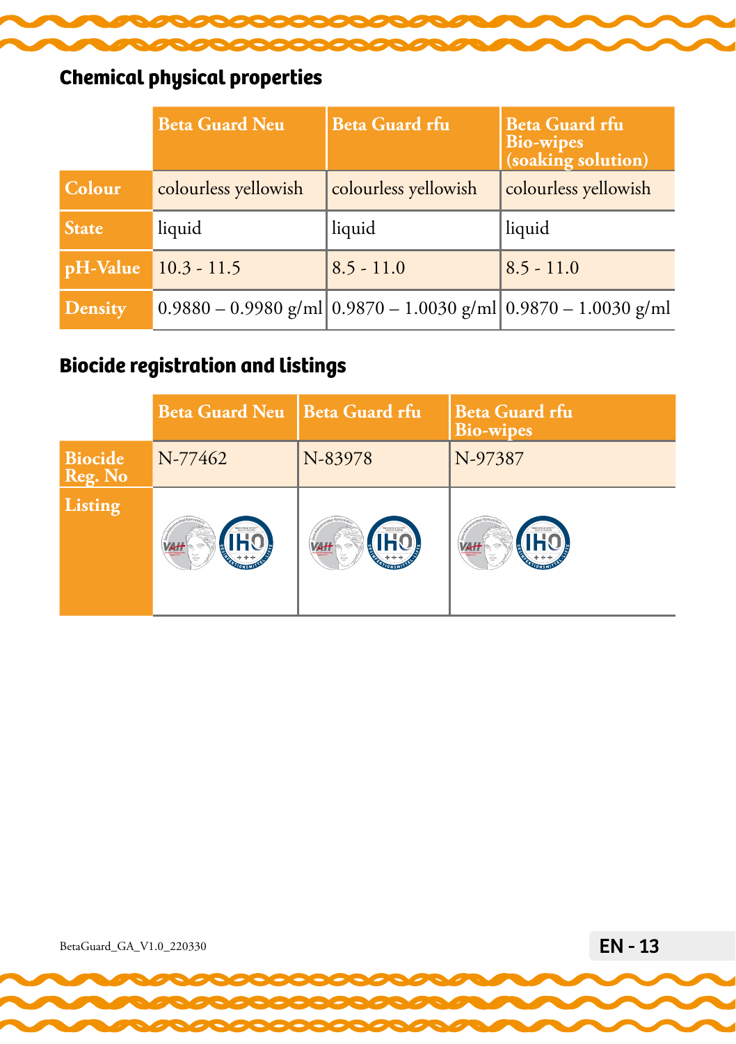## Chemical physical properties

| | Beta Guard Neu | Beta Guard rfu | Beta Guard rfu Bio-wipes (soaking solution) |
|---|---|---|---|
| Colour | colourless yellowish | colourless yellowish | colourless yellowish |
| State | liquid | liquid | liquid |
| pH-Value | 10.3 - 11.5 | 8.5 - 11.0 | 8.5 - 11.0 |
| Density | 0.9880 – 0.9980 g/ml | 0.9870 – 1.0030 g/ml | 0.9870 – 1.0030 g/ml |

## Biocide registration and listings

| | Beta Guard Neu | Beta Guard rfu | Beta Guard rfu Bio-wipes |
|---|---|---|---|
| Biocide Reg. No | N-77462 | N-83978 | N-97387 |
| Listing | VAH, IHO | VAH, IHO | VAH, IHO |

BetaGuard_GA_V1.0_220330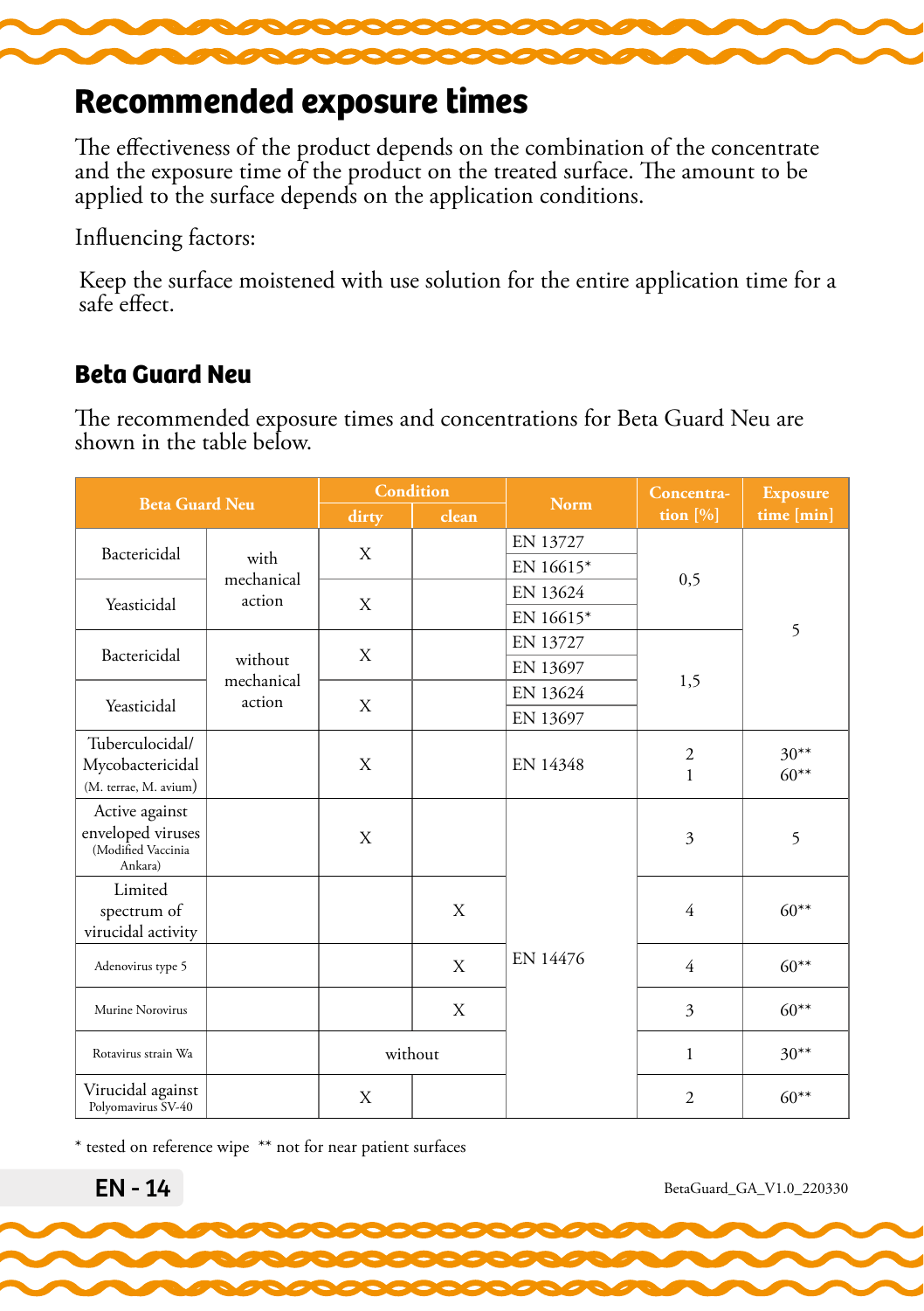# Recommended exposure times

The effectiveness of the product depends on the combination of the concentrate and the exposure time of the product on the treated surface. The amount to be applied to the surface depends on the application conditions.

Influencing factors:

Keep the surface moistened with use solution for the entire application time for a safe effect.

## Beta Guard Neu

The recommended exposure times and concentrations for Beta Guard Neu are shown in the table below.

| Beta Guard Neu | | Condition | | Norm | Concentration [%] | Exposure time [min] |
|---|---|---|---|---|---|---|
| | | dirty | clean | | | |
| Bactericidal | with mechanical action | X | | EN 13727<br>EN 16615* | 0,5 | 5 |
| Yeasticidal | with mechanical action | X | | EN 13624<br>EN 16615* | 0,5 | 5 |
| Bactericidal | without mechanical action | X | | EN 13727<br>EN 13697 | 1,5 | 5 |
| Yeasticidal | without mechanical action | X | | EN 13624<br>EN 13697 | 1,5 | 5 |
| Tuberculocidal/ Mycobactericidal (M. terrae, M. avium) | | X | | EN 14348 | 2<br>1 | 30**<br>60** |
| Active against enveloped viruses (Modified Vaccinia Ankara) | | X | | EN 14476 | 3 | 5 |
| Limited spectrum of virucidal activity | | | X | EN 14476 | 4 | 60** |
| Adenovirus type 5 | | | X | EN 14476 | 4 | 60** |
| Murine Norovirus | | | X | EN 14476 | 3 | 60** |
| Rotavirus strain Wa | | without | | EN 14476 | 1 | 30** |
| Virucidal against Polyomavirus SV-40 | | X | | EN 14476 | 2 | 60** |

\* tested on reference wipe ** not for near patient surfaces

BetaGuard_GA_V1.0_220330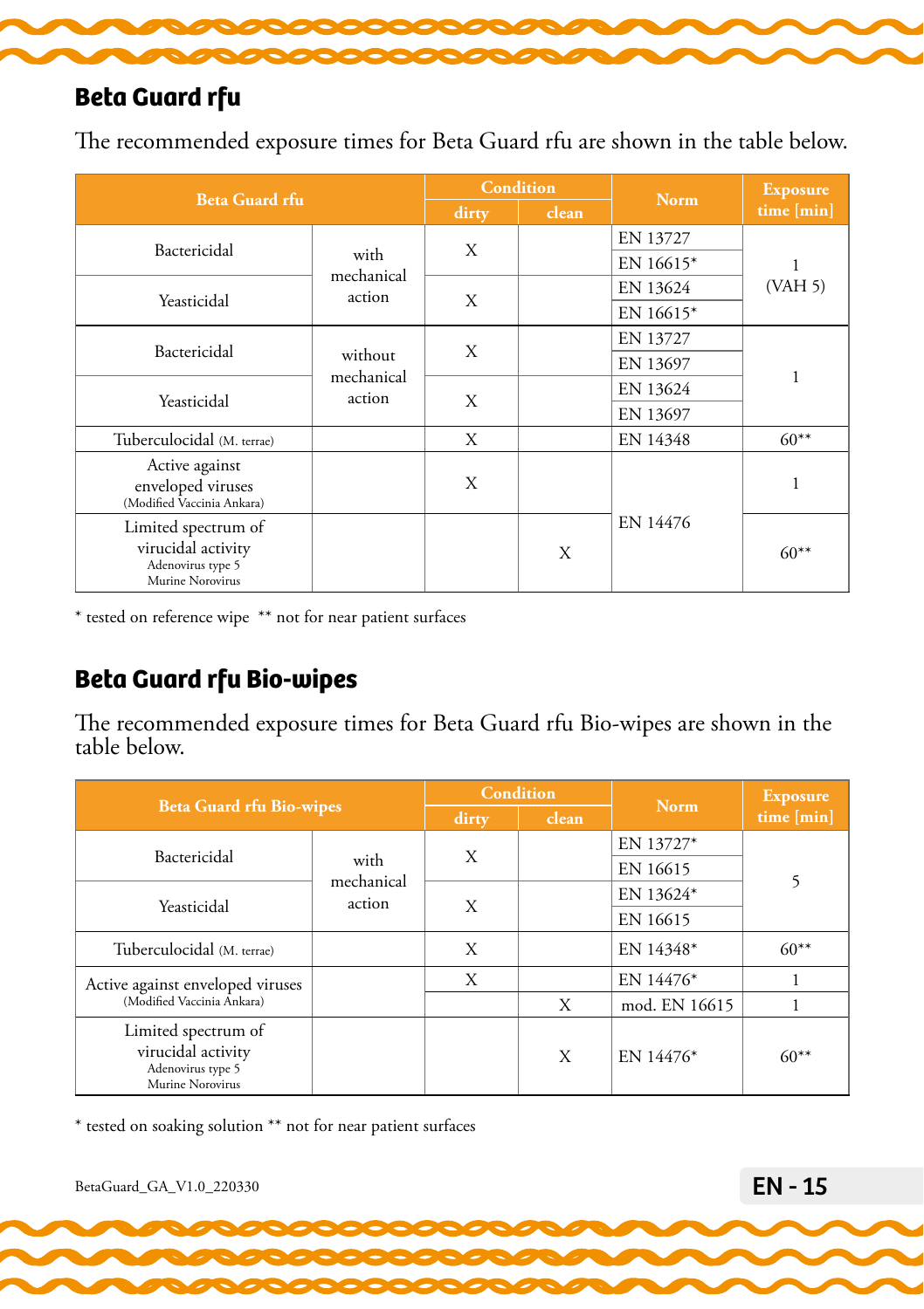## Beta Guard rfu

The recommended exposure times for Beta Guard rfu are shown in the table below.

| Beta Guard rfu | | Condition | | Norm | Exposure time [min] |
|---|---|---|---|---|---|
| | | dirty | clean | | |
| Bactericidal | with mechanical action | X | | EN 13727 | 1 (VAH 5) |
| | | | | EN 16615* | |
| Yeasticidal | | X | | EN 13624 | |
| | | | | EN 16615* | |
| Bactericidal | without mechanical action | X | | EN 13727 | 1 |
| | | | | EN 13697 | |
| Yeasticidal | | X | | EN 13624 | |
| | | | | EN 13697 | |
| Tuberculocidal (M. terrae) | | X | | EN 14348 | 60** |
| Active against enveloped viruses (Modified Vaccinia Ankara) | | X | | EN 14476 | 1 |
| Limited spectrum of virucidal activity Adenovirus type 5 Murine Norovirus | | | X | | 60** |

* tested on reference wipe  ** not for near patient surfaces

## Beta Guard rfu Bio-wipes

The recommended exposure times for Beta Guard rfu Bio-wipes are shown in the table below.

| Beta Guard rfu Bio-wipes | | Condition | | Norm | Exposure time [min] |
|---|---|---|---|---|---|
| | | dirty | clean | | |
| Bactericidal | with mechanical action | X | | EN 13727* | 5 |
| | | | | EN 16615 | |
| Yeasticidal | | X | | EN 13624* | |
| | | | | EN 16615 | |
| Tuberculocidal (M. terrae) | | X | | EN 14348* | 60** |
| Active against enveloped viruses (Modified Vaccinia Ankara) | | X | | EN 14476* | 1 |
| | | | X | mod. EN 16615 | 1 |
| Limited spectrum of virucidal activity Adenovirus type 5 Murine Norovirus | | | X | EN 14476* | 60** |

* tested on soaking solution ** not for near patient surfaces

BetaGuard_GA_V1.0_220330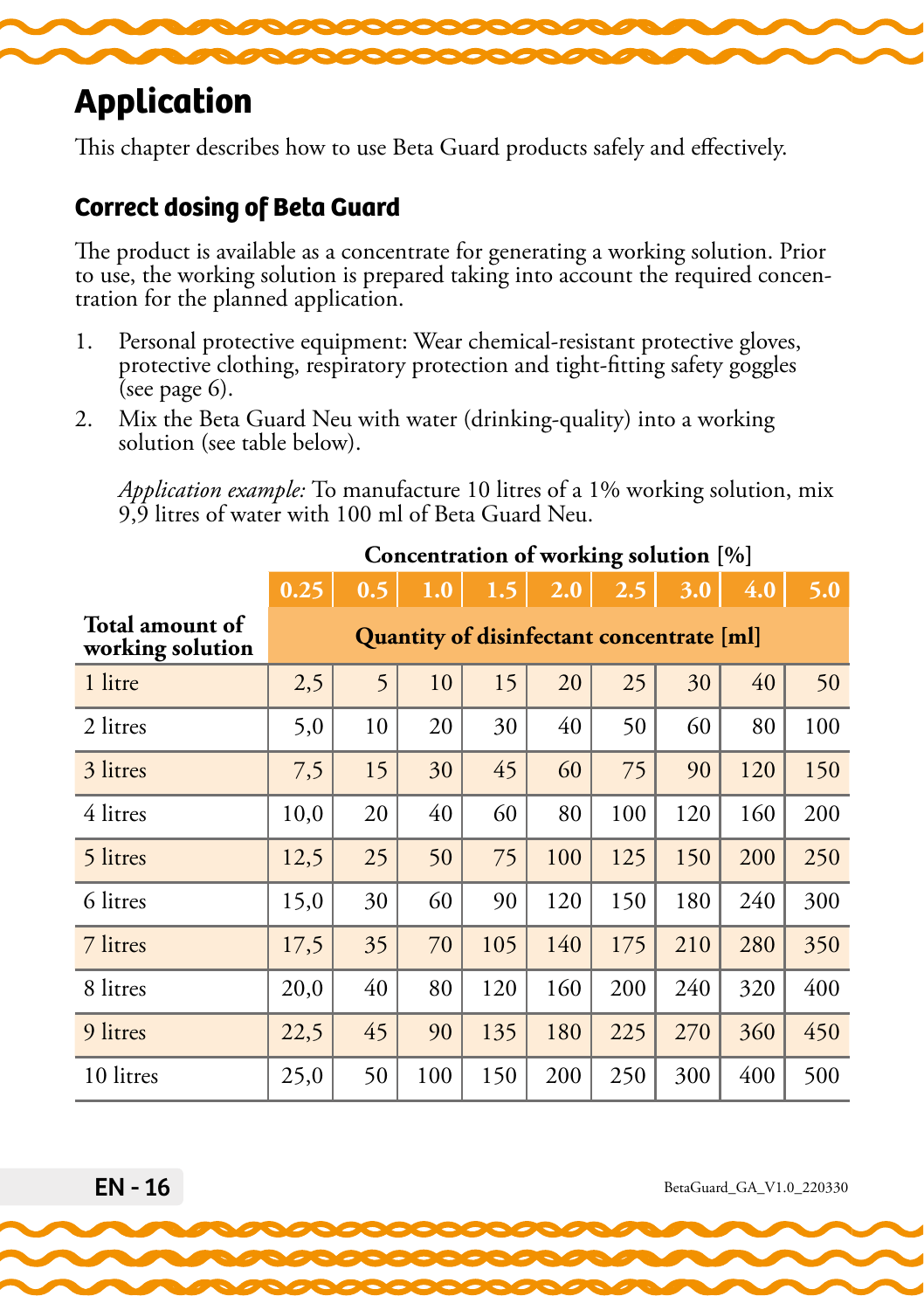# Application

This chapter describes how to use Beta Guard products safely and effectively.

## Correct dosing of Beta Guard

The product is available as a concentrate for generating a working solution. Prior to use, the working solution is prepared taking into account the required concentration for the planned application.

1. Personal protective equipment: Wear chemical-resistant protective gloves, protective clothing, respiratory protection and tight-fitting safety goggles (see page 6).
2. Mix the Beta Guard Neu with water (drinking-quality) into a working solution (see table below).

   *Application example:* To manufacture 10 litres of a 1% working solution, mix 9,9 litres of water with 100 ml of Beta Guard Neu.

| | Concentration of working solution [%] | | | | | | | | |
|---|---|---|---|---|---|---|---|---|---|
| | 0.25 | 0.5 | 1.0 | 1.5 | 2.0 | 2.5 | 3.0 | 4.0 | 5.0 |
| **Total amount of working solution** | **Quantity of disinfectant concentrate [ml]** | | | | | | | | |
| 1 litre | 2,5 | 5 | 10 | 15 | 20 | 25 | 30 | 40 | 50 |
| 2 litres | 5,0 | 10 | 20 | 30 | 40 | 50 | 60 | 80 | 100 |
| 3 litres | 7,5 | 15 | 30 | 45 | 60 | 75 | 90 | 120 | 150 |
| 4 litres | 10,0 | 20 | 40 | 60 | 80 | 100 | 120 | 160 | 200 |
| 5 litres | 12,5 | 25 | 50 | 75 | 100 | 125 | 150 | 200 | 250 |
| 6 litres | 15,0 | 30 | 60 | 90 | 120 | 150 | 180 | 240 | 300 |
| 7 litres | 17,5 | 35 | 70 | 105 | 140 | 175 | 210 | 280 | 350 |
| 8 litres | 20,0 | 40 | 80 | 120 | 160 | 200 | 240 | 320 | 400 |
| 9 litres | 22,5 | 45 | 90 | 135 | 180 | 225 | 270 | 360 | 450 |
| 10 litres | 25,0 | 50 | 100 | 150 | 200 | 250 | 300 | 400 | 500 |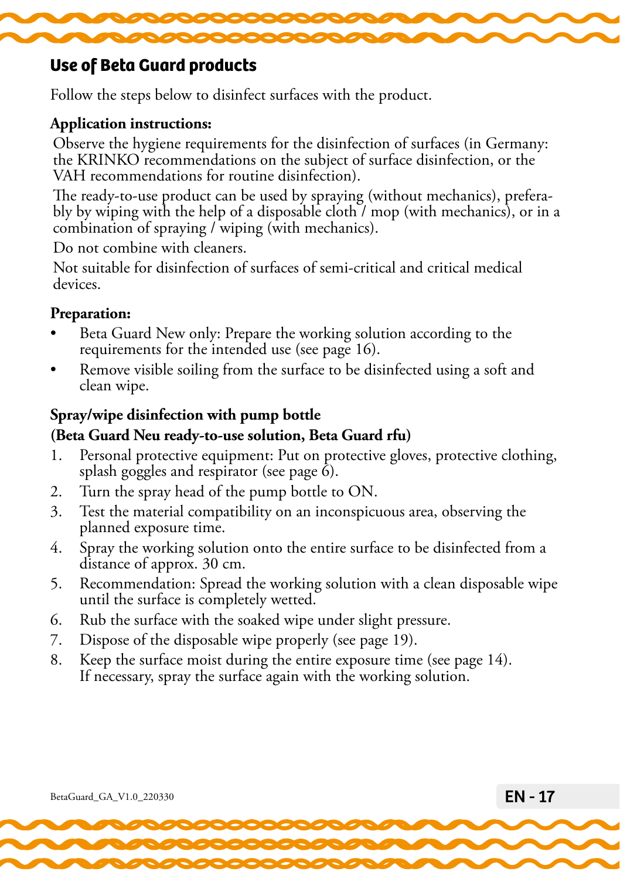## Use of Beta Guard products

Follow the steps below to disinfect surfaces with the product.

**Application instructions:**

Observe the hygiene requirements for the disinfection of surfaces (in Germany: the KRINKO recommendations on the subject of surface disinfection, or the VAH recommendations for routine disinfection).

The ready-to-use product can be used by spraying (without mechanics), preferably by wiping with the help of a disposable cloth / mop (with mechanics), or in a combination of spraying / wiping (with mechanics).

Do not combine with cleaners.

Not suitable for disinfection of surfaces of semi-critical and critical medical devices.

**Preparation:**

- Beta Guard New only: Prepare the working solution according to the requirements for the intended use (see page 16).
- Remove visible soiling from the surface to be disinfected using a soft and clean wipe.

**Spray/wipe disinfection with pump bottle**
**(Beta Guard Neu ready-to-use solution, Beta Guard rfu)**

1. Personal protective equipment: Put on protective gloves, protective clothing, splash goggles and respirator (see page 6).
2. Turn the spray head of the pump bottle to ON.
3. Test the material compatibility on an inconspicuous area, observing the planned exposure time.
4. Spray the working solution onto the entire surface to be disinfected from a distance of approx. 30 cm.
5. Recommendation: Spread the working solution with a clean disposable wipe until the surface is completely wetted.
6. Rub the surface with the soaked wipe under slight pressure.
7. Dispose of the disposable wipe properly (see page 19).
8. Keep the surface moist during the entire exposure time (see page 14). If necessary, spray the surface again with the working solution.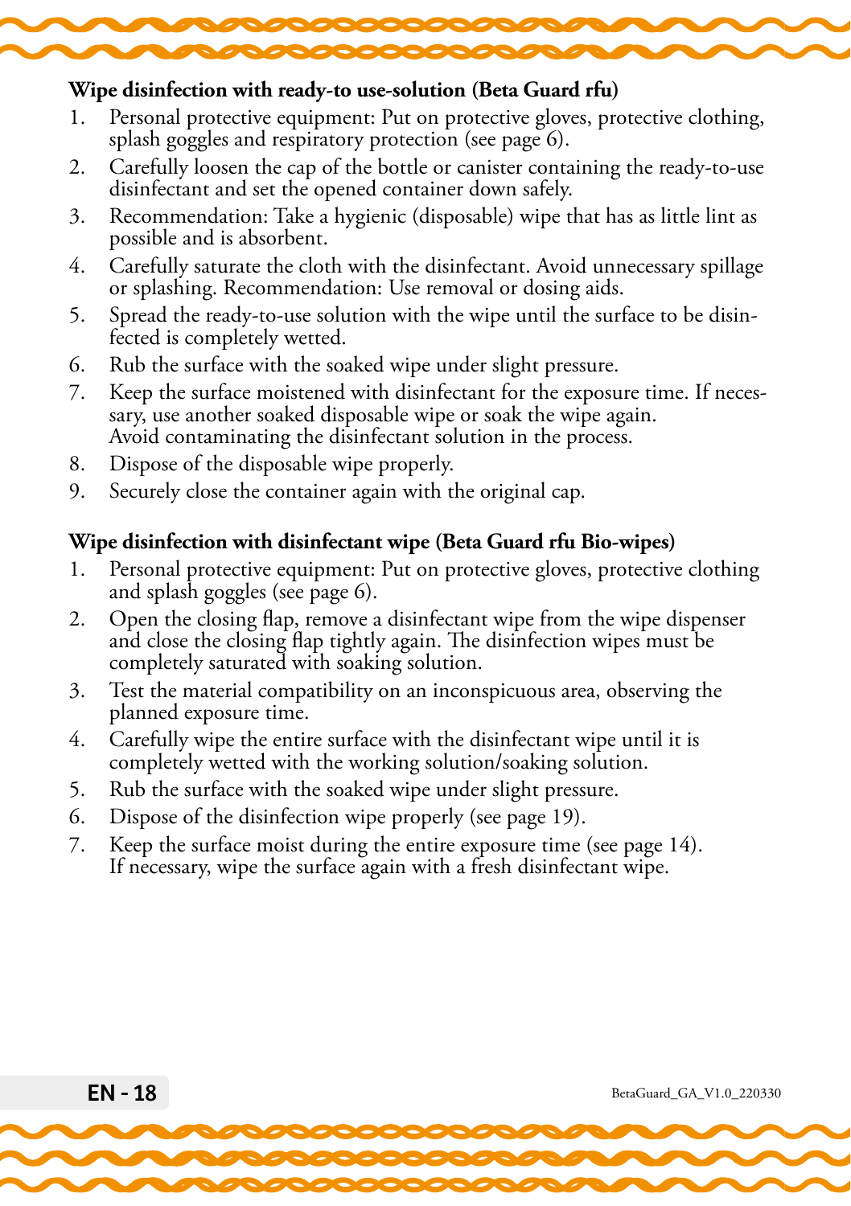**Wipe disinfection with ready-to use-solution (Beta Guard rfu)**

1. Personal protective equipment: Put on protective gloves, protective clothing, splash goggles and respiratory protection (see page 6).
2. Carefully loosen the cap of the bottle or canister containing the ready-to-use disinfectant and set the opened container down safely.
3. Recommendation: Take a hygienic (disposable) wipe that has as little lint as possible and is absorbent.
4. Carefully saturate the cloth with the disinfectant. Avoid unnecessary spillage or splashing. Recommendation: Use removal or dosing aids.
5. Spread the ready-to-use solution with the wipe until the surface to be disinfected is completely wetted.
6. Rub the surface with the soaked wipe under slight pressure.
7. Keep the surface moistened with disinfectant for the exposure time. If necessary, use another soaked disposable wipe or soak the wipe again. Avoid contaminating the disinfectant solution in the process.
8. Dispose of the disposable wipe properly.
9. Securely close the container again with the original cap.

**Wipe disinfection with disinfectant wipe (Beta Guard rfu Bio-wipes)**

1. Personal protective equipment: Put on protective gloves, protective clothing and splash goggles (see page 6).
2. Open the closing flap, remove a disinfectant wipe from the wipe dispenser and close the closing flap tightly again. The disinfection wipes must be completely saturated with soaking solution.
3. Test the material compatibility on an inconspicuous area, observing the planned exposure time.
4. Carefully wipe the entire surface with the disinfectant wipe until it is completely wetted with the working solution/soaking solution.
5. Rub the surface with the soaked wipe under slight pressure.
6. Dispose of the disinfection wipe properly (see page 19).
7. Keep the surface moist during the entire exposure time (see page 14). If necessary, wipe the surface again with a fresh disinfectant wipe.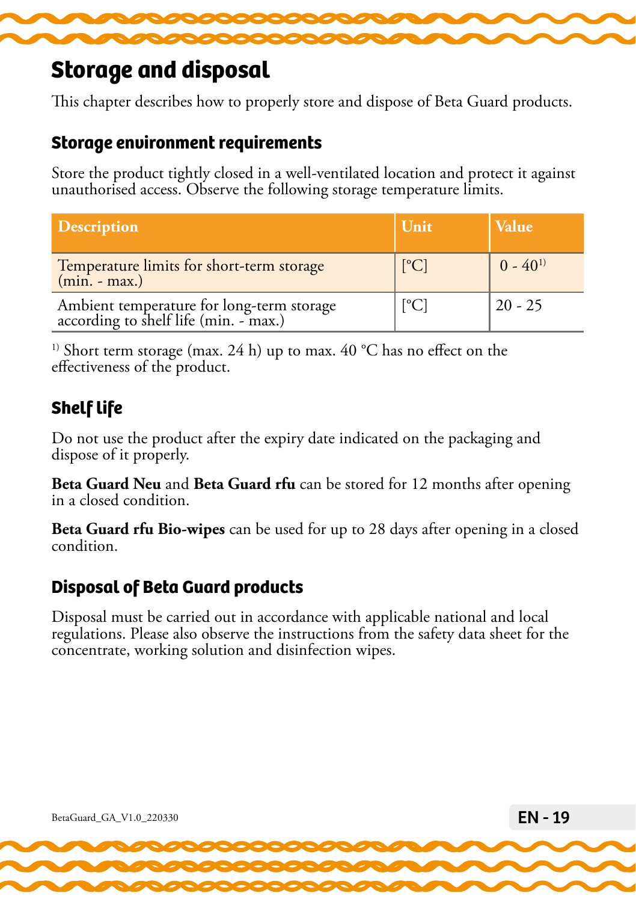# Storage and disposal

This chapter describes how to properly store and dispose of Beta Guard products.

## Storage environment requirements

Store the product tightly closed in a well-ventilated location and protect it against unauthorised access. Observe the following storage temperature limits.

| Description | Unit | Value |
|---|---|---|
| Temperature limits for short-term storage (min. - max.) | [°C] | 0 - 40[1)] |
| Ambient temperature for long-term storage according to shelf life (min. - max.) | [°C] | 20 - 25 |

[1)] Short term storage (max. 24 h) up to max. 40 °C has no effect on the effectiveness of the product.

## Shelf life

Do not use the product after the expiry date indicated on the packaging and dispose of it properly.

**Beta Guard Neu** and **Beta Guard rfu** can be stored for 12 months after opening in a closed condition.

**Beta Guard rfu Bio-wipes** can be used for up to 28 days after opening in a closed condition.

## Disposal of Beta Guard products

Disposal must be carried out in accordance with applicable national and local regulations. Please also observe the instructions from the safety data sheet for the concentrate, working solution and disinfection wipes.

BetaGuard_GA_V1.0_220330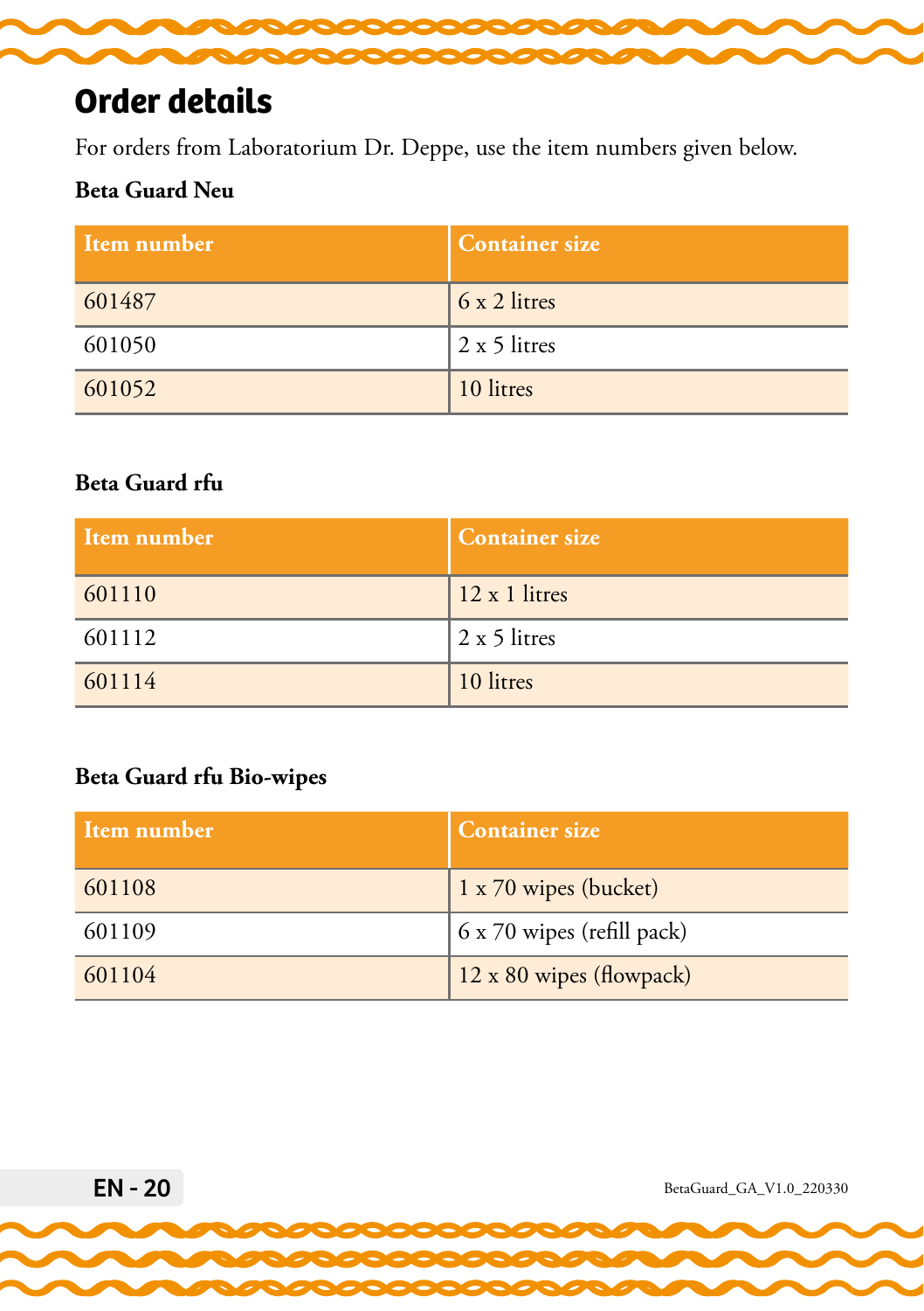# Order details

For orders from Laboratorium Dr. Deppe, use the item numbers given below.

**Beta Guard Neu**

| Item number | Container size |
| --- | --- |
| 601487 | 6 x 2 litres |
| 601050 | 2 x 5 litres |
| 601052 | 10 litres |

**Beta Guard rfu**

| Item number | Container size |
| --- | --- |
| 601110 | 12 x 1 litres |
| 601112 | 2 x 5 litres |
| 601114 | 10 litres |

**Beta Guard rfu Bio-wipes**

| Item number | Container size |
| --- | --- |
| 601108 | 1 x 70 wipes (bucket) |
| 601109 | 6 x 70 wipes (refill pack) |
| 601104 | 12 x 80 wipes (flowpack) |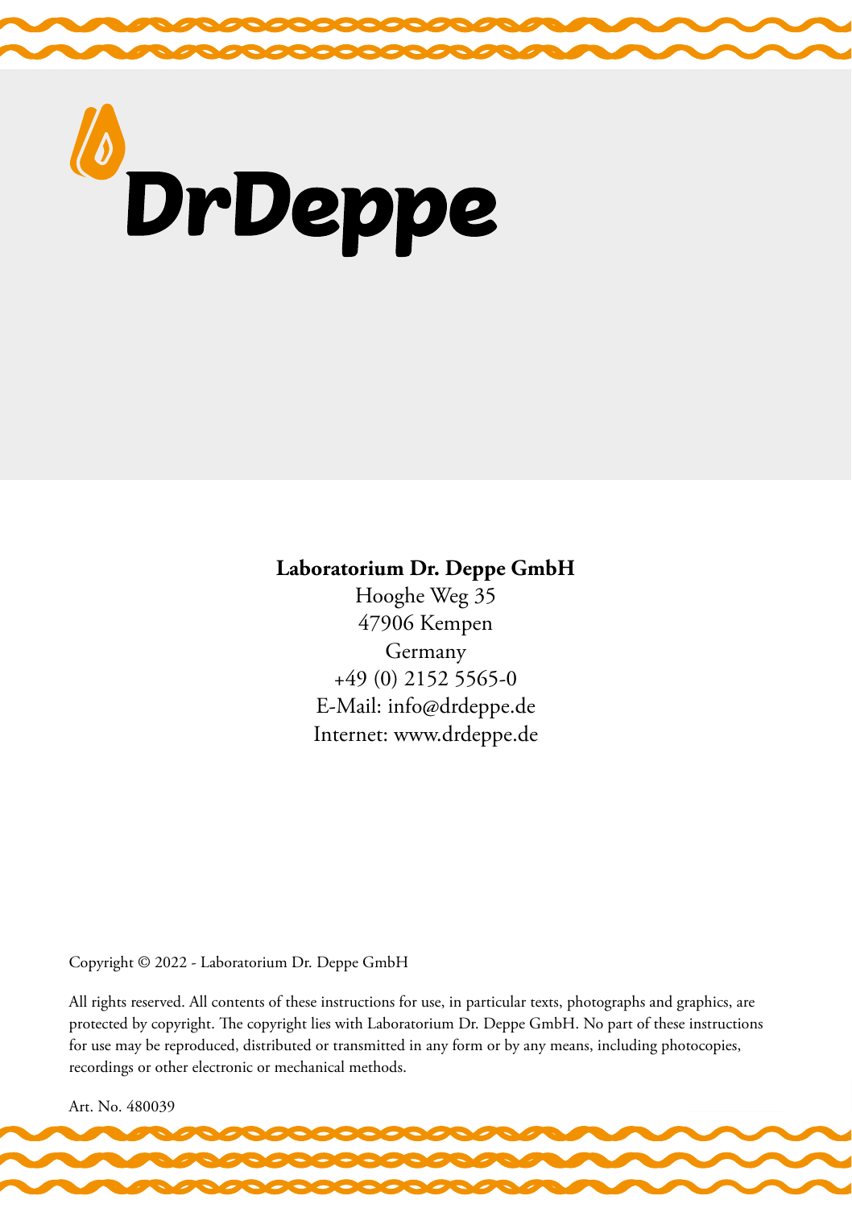DrDeppe

**Laboratorium Dr. Deppe GmbH**
Hooghe Weg 35
47906 Kempen
Germany
+49 (0) 2152 5565-0
E-Mail: info@drdeppe.de
Internet: www.drdeppe.de

Copyright © 2022 - Laboratorium Dr. Deppe GmbH

All rights reserved. All contents of these instructions for use, in particular texts, photographs and graphics, are protected by copyright. The copyright lies with Laboratorium Dr. Deppe GmbH. No part of these instructions for use may be reproduced, distributed or transmitted in any form or by any means, including photocopies, recordings or other electronic or mechanical methods.

Art. No. 480039